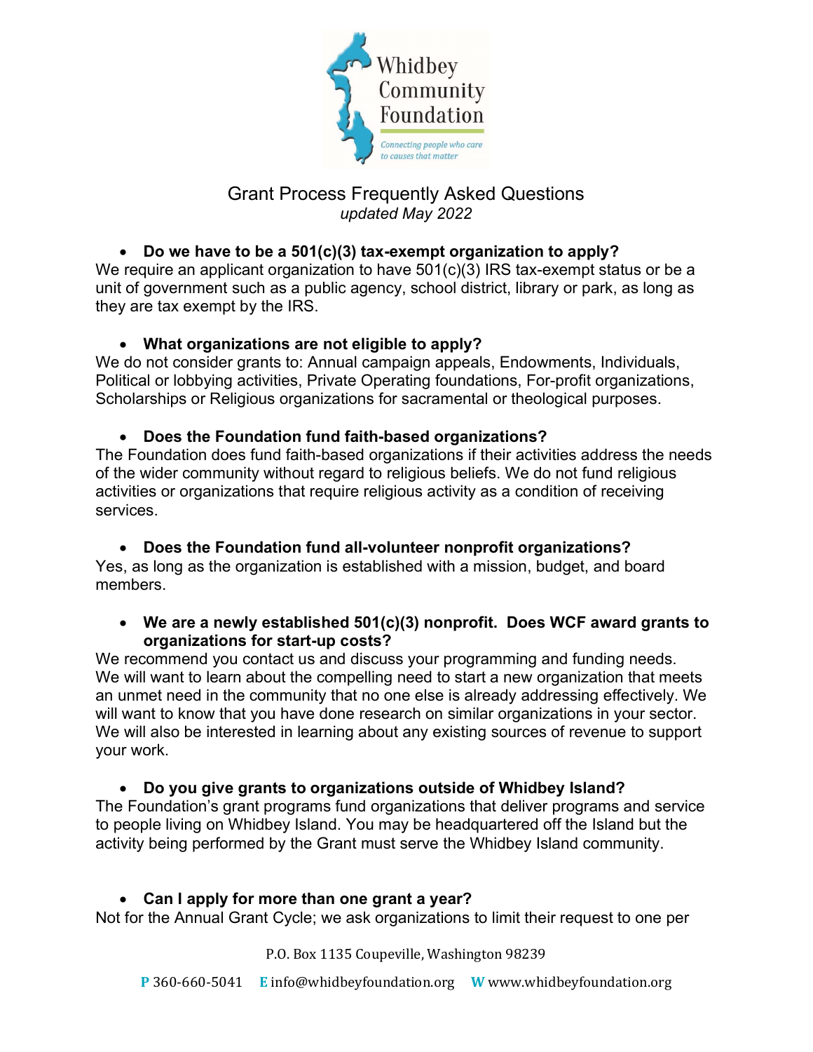Whidbey Community Foundation

*Connecting people who care to causes that matter*

# Grant Process Frequently Asked Questions

*updated May 2022*

- **Do we have to be a 501(c)(3) tax-exempt organization to apply?**

We require an applicant organization to have 501(c)(3) IRS tax-exempt status or be a unit of government such as a public agency, school district, library or park, as long as they are tax exempt by the IRS.

- **What organizations are not eligible to apply?**

We do not consider grants to: Annual campaign appeals, Endowments, Individuals, Political or lobbying activities, Private Operating foundations, For-profit organizations, Scholarships or Religious organizations for sacramental or theological purposes.

- **Does the Foundation fund faith-based organizations?**

The Foundation does fund faith-based organizations if their activities address the needs of the wider community without regard to religious beliefs. We do not fund religious activities or organizations that require religious activity as a condition of receiving services.

- **Does the Foundation fund all-volunteer nonprofit organizations?**

Yes, as long as the organization is established with a mission, budget, and board members.

- **We are a newly established 501(c)(3) nonprofit. Does WCF award grants to organizations for start-up costs?**

We recommend you contact us and discuss your programming and funding needs. We will want to learn about the compelling need to start a new organization that meets an unmet need in the community that no one else is already addressing effectively. We will want to know that you have done research on similar organizations in your sector. We will also be interested in learning about any existing sources of revenue to support your work.

- **Do you give grants to organizations outside of Whidbey Island?**

The Foundation's grant programs fund organizations that deliver programs and service to people living on Whidbey Island. You may be headquartered off the Island but the activity being performed by the Grant must serve the Whidbey Island community.

- **Can I apply for more than one grant a year?**

Not for the Annual Grant Cycle; we ask organizations to limit their request to one per

P.O. Box 1135 Coupeville, Washington 98239

**P** 360-660-5041 **E** info@whidbeyfoundation.org **W** www.whidbeyfoundation.org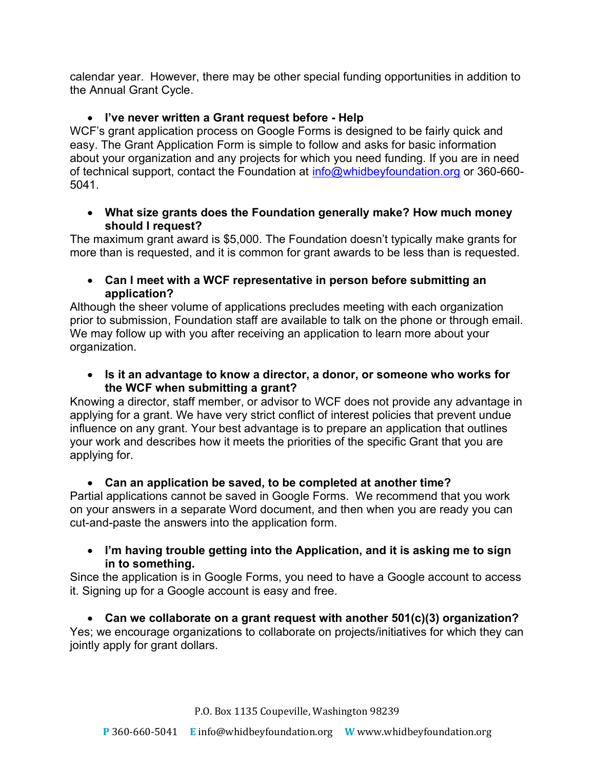calendar year. However, there may be other special funding opportunities in addition to the Annual Grant Cycle.

- **I've never written a Grant request before - Help**

WCF's grant application process on Google Forms is designed to be fairly quick and easy. The Grant Application Form is simple to follow and asks for basic information about your organization and any projects for which you need funding. If you are in need of technical support, contact the Foundation at info@whidbeyfoundation.org or 360-660-5041.

- **What size grants does the Foundation generally make? How much money should I request?**

The maximum grant award is $5,000. The Foundation doesn't typically make grants for more than is requested, and it is common for grant awards to be less than is requested.

- **Can I meet with a WCF representative in person before submitting an application?**

Although the sheer volume of applications precludes meeting with each organization prior to submission, Foundation staff are available to talk on the phone or through email. We may follow up with you after receiving an application to learn more about your organization.

- **Is it an advantage to know a director, a donor, or someone who works for the WCF when submitting a grant?**

Knowing a director, staff member, or advisor to WCF does not provide any advantage in applying for a grant. We have very strict conflict of interest policies that prevent undue influence on any grant. Your best advantage is to prepare an application that outlines your work and describes how it meets the priorities of the specific Grant that you are applying for.

- **Can an application be saved, to be completed at another time?**

Partial applications cannot be saved in Google Forms. We recommend that you work on your answers in a separate Word document, and then when you are ready you can cut-and-paste the answers into the application form.

- **I'm having trouble getting into the Application, and it is asking me to sign in to something.**

Since the application is in Google Forms, you need to have a Google account to access it. Signing up for a Google account is easy and free.

- **Can we collaborate on a grant request with another 501(c)(3) organization?**

Yes; we encourage organizations to collaborate on projects/initiatives for which they can jointly apply for grant dollars.